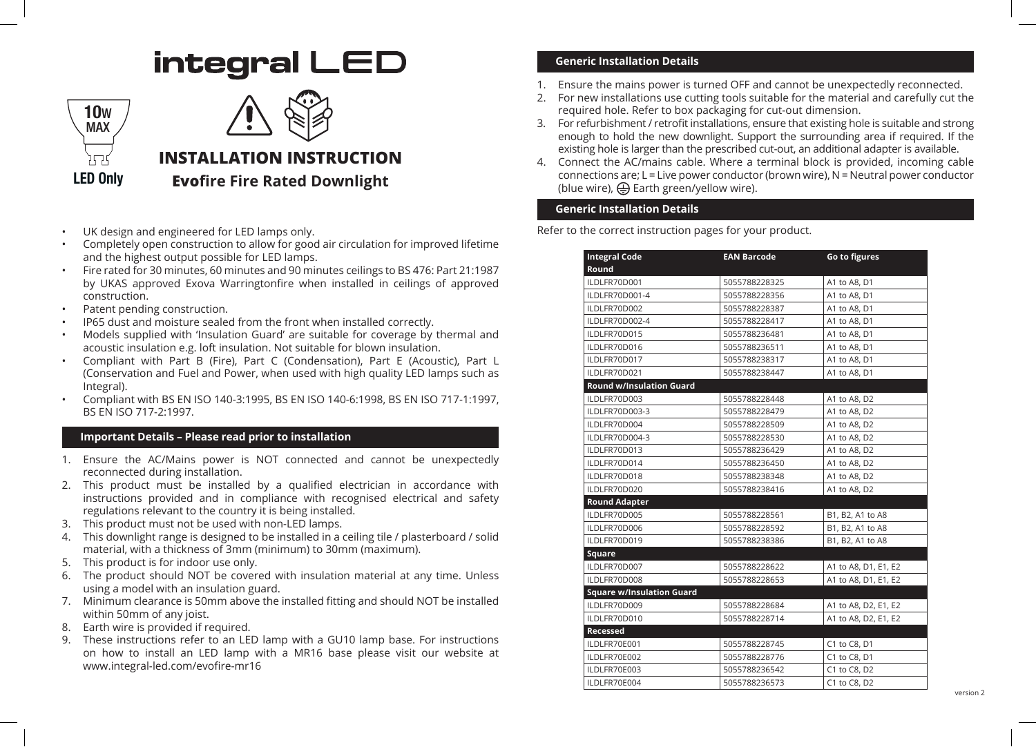# integral LED

10W MAX

LED Only

## INSTALLATION INSTRUCTION

### Evofire Fire Rated Downlight

- UK design and engineered for LED lamps only.
- Completely open construction to allow for good air circulation for improved lifetime and the highest output possible for LED lamps.
- Fire rated for 30 minutes, 60 minutes and 90 minutes ceilings to BS 476: Part 21:1987 by UKAS approved Exova Warringtonfire when installed in ceilings of approved construction.
- Patent pending construction.
- IP65 dust and moisture sealed from the front when installed correctly.
- Models supplied with 'Insulation Guard' are suitable for coverage by thermal and acoustic insulation e.g. loft insulation. Not suitable for blown insulation.
- Compliant with Part B (Fire), Part C (Condensation), Part E (Acoustic), Part L (Conservation and Fuel and Power, when used with high quality LED lamps such as Integral).
- Compliant with BS EN ISO 140-3:1995, BS EN ISO 140-6:1998, BS EN ISO 717-1:1997, BS EN ISO 717-2:1997.

### Important Details – Please read prior to installation

1. Ensure the AC/Mains power is NOT connected and cannot be unexpectedly reconnected during installation.
2. This product must be installed by a qualified electrician in accordance with instructions provided and in compliance with recognised electrical and safety regulations relevant to the country it is being installed.
3. This product must not be used with non-LED lamps.
4. This downlight range is designed to be installed in a ceiling tile / plasterboard / solid material, with a thickness of 3mm (minimum) to 30mm (maximum).
5. This product is for indoor use only.
6. The product should NOT be covered with insulation material at any time. Unless using a model with an insulation guard.
7. Minimum clearance is 50mm above the installed fitting and should NOT be installed within 50mm of any joist.
8. Earth wire is provided if required.
9. These instructions refer to an LED lamp with a GU10 lamp base. For instructions on how to install an LED lamp with a MR16 base please visit our website at www.integral-led.com/evofire-mr16

### Generic Installation Details

1. Ensure the mains power is turned OFF and cannot be unexpectedly reconnected.
2. For new installations use cutting tools suitable for the material and carefully cut the required hole. Refer to box packaging for cut-out dimension.
3. For refurbishment / retrofit installations, ensure that existing hole is suitable and strong enough to hold the new downlight. Support the surrounding area if required. If the existing hole is larger than the prescribed cut-out, an additional adapter is available.
4. Connect the AC/mains cable. Where a terminal block is provided, incoming cable connections are; L = Live power conductor (brown wire), N = Neutral power conductor (blue wire), ⏚ Earth green/yellow wire).

### Generic Installation Details

Refer to the correct instruction pages for your product.

| Integral Code | EAN Barcode | Go to figures |
|---|---|---|
| **Round** | | |
| ILDLFR70D001 | 5055788228325 | A1 to A8, D1 |
| ILDLFR70D001-4 | 5055788228356 | A1 to A8, D1 |
| ILDLFR70D002 | 5055788228387 | A1 to A8, D1 |
| ILDLFR70D002-4 | 5055788228417 | A1 to A8, D1 |
| ILDLFR70D015 | 5055788236481 | A1 to A8, D1 |
| ILDLFR70D016 | 5055788236511 | A1 to A8, D1 |
| ILDLFR70D017 | 5055788238317 | A1 to A8, D1 |
| ILDLFR70D021 | 5055788238447 | A1 to A8, D1 |
| **Round w/Insulation Guard** | | |
| ILDLFR70D003 | 5055788228448 | A1 to A8, D2 |
| ILDLFR70D003-3 | 5055788228479 | A1 to A8, D2 |
| ILDLFR70D004 | 5055788228509 | A1 to A8, D2 |
| ILDLFR70D004-3 | 5055788228530 | A1 to A8, D2 |
| ILDLFR70D013 | 5055788236429 | A1 to A8, D2 |
| ILDLFR70D014 | 5055788236450 | A1 to A8, D2 |
| ILDLFR70D018 | 5055788238348 | A1 to A8, D2 |
| ILDLFR70D020 | 5055788238416 | A1 to A8, D2 |
| **Round Adapter** | | |
| ILDLFR70D005 | 5055788228561 | B1, B2, A1 to A8 |
| ILDLFR70D006 | 5055788228592 | B1, B2, A1 to A8 |
| ILDLFR70D019 | 5055788238386 | B1, B2, A1 to A8 |
| **Square** | | |
| ILDLFR70D007 | 5055788228622 | A1 to A8, D1, E1, E2 |
| ILDLFR70D008 | 5055788228653 | A1 to A8, D1, E1, E2 |
| **Square w/Insulation Guard** | | |
| ILDLFR70D009 | 5055788228684 | A1 to A8, D2, E1, E2 |
| ILDLFR70D010 | 5055788228714 | A1 to A8, D2, E1, E2 |
| **Recessed** | | |
| ILDLFR70E001 | 5055788228745 | C1 to C8, D1 |
| ILDLFR70E002 | 5055788228776 | C1 to C8, D1 |
| ILDLFR70E003 | 5055788236542 | C1 to C8, D2 |
| ILDLFR70E004 | 5055788236573 | C1 to C8, D2 |

version 2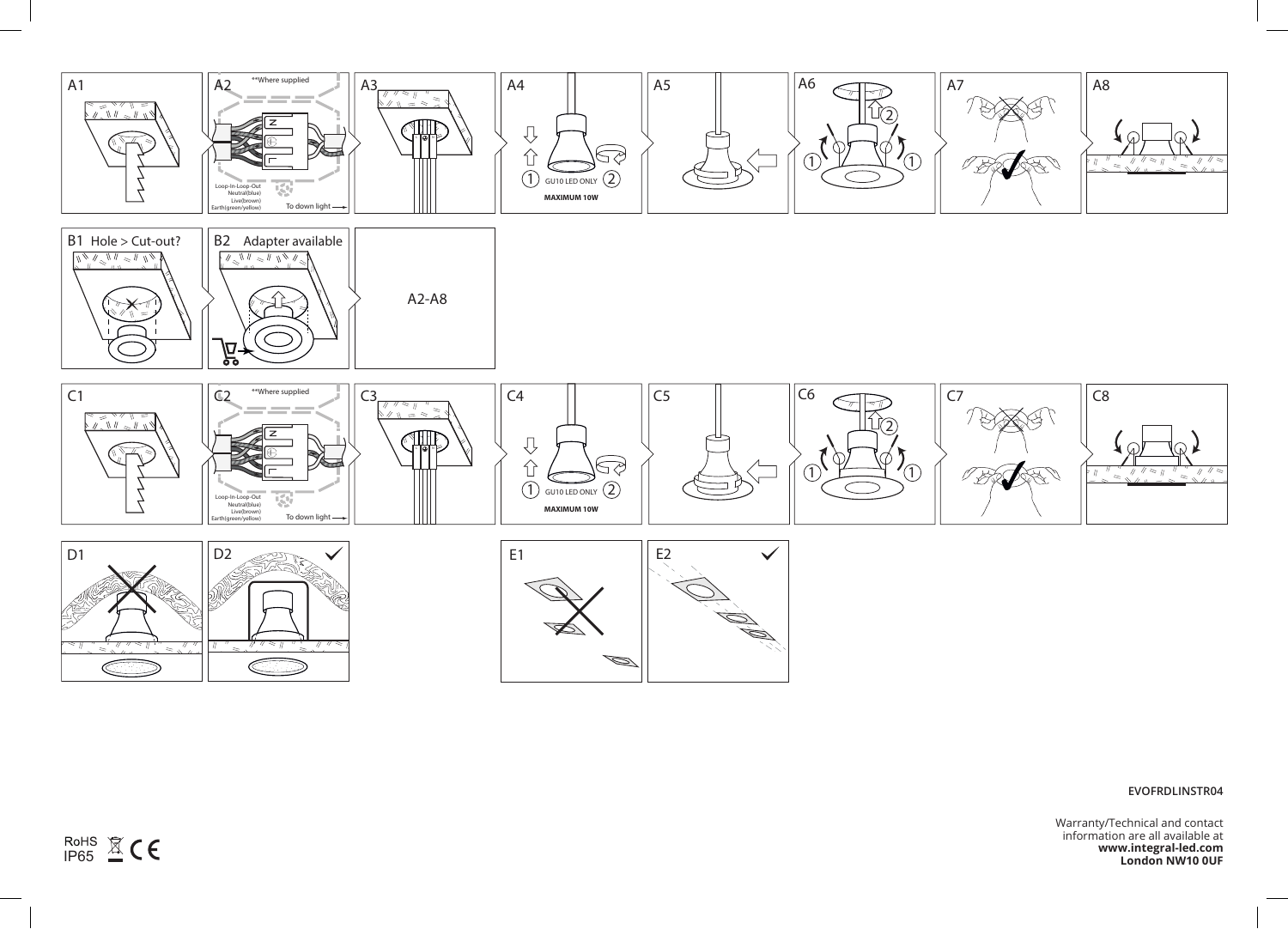A1

A2 **Where supplied

Loop-In-Loop-Out
Neutral(blue)
Live(brown)
Earth(green/yellow)
To down light

A3

A4
GU10 LED ONLY
**MAXIMUM 10W**

A5

A6

A7

A8

B1 Hole > Cut-out?

B2 Adapter available

A2-A8

C1

C2 **Where supplied

Loop-In-Loop-Out
Neutral(blue)
Live(brown)
Earth(green/yellow)
To down light

C3

C4
GU10 LED ONLY
**MAXIMUM 10W**

C5

C6

C7

C8

D1

D2

E1

E2

**EVOFRDLINSTR04**

Warranty/Technical and contact information are all available at
**www.integral-led.com**
**London NW10 0UF**

RoHS
IP65